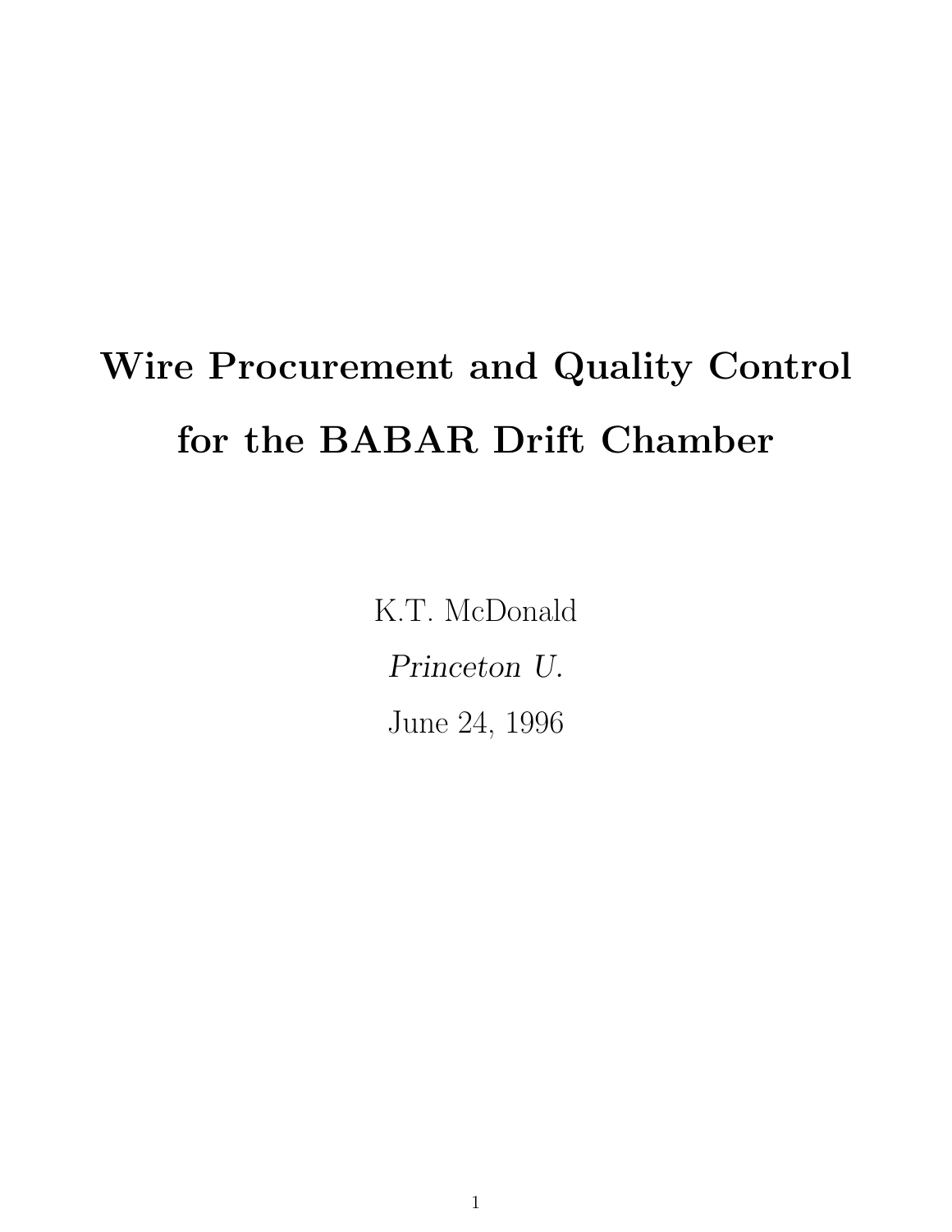# Wire Procurement and Quality Control for the BABAR Drift Chamber

K.T. McDonald

*Princeton U.*

June 24, 1996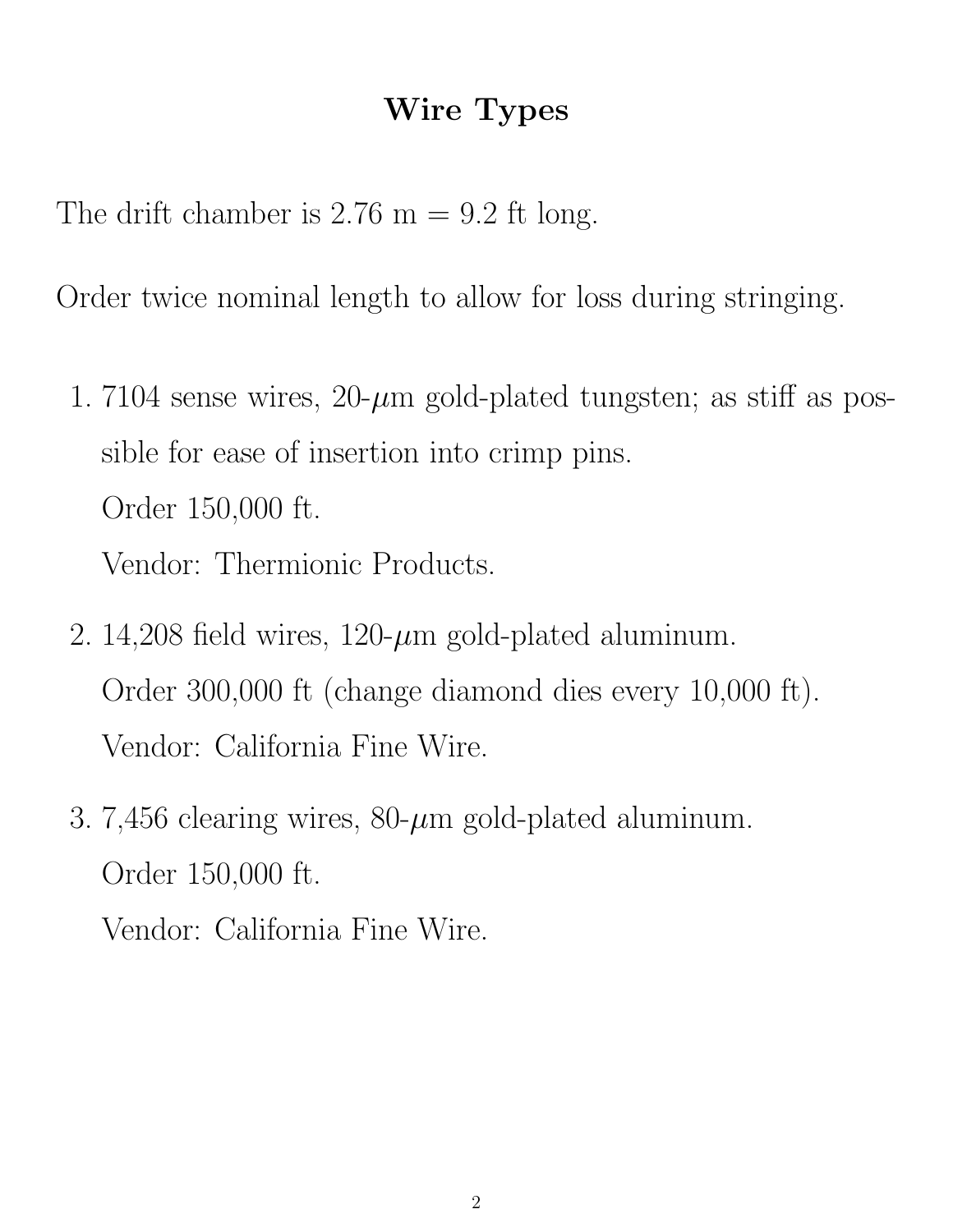# Wire Types

The drift chamber is 2.76 m = 9.2 ft long.

Order twice nominal length to allow for loss during stringing.

1. 7104 sense wires, 20-$\mu$m gold-plated tungsten; as stiff as possible for ease of insertion into crimp pins.

   Order 150,000 ft.

   Vendor: Thermionic Products.

2. 14,208 field wires, 120-$\mu$m gold-plated aluminum.

   Order 300,000 ft (change diamond dies every 10,000 ft).

   Vendor: California Fine Wire.

3. 7,456 clearing wires, 80-$\mu$m gold-plated aluminum.

   Order 150,000 ft.

   Vendor: California Fine Wire.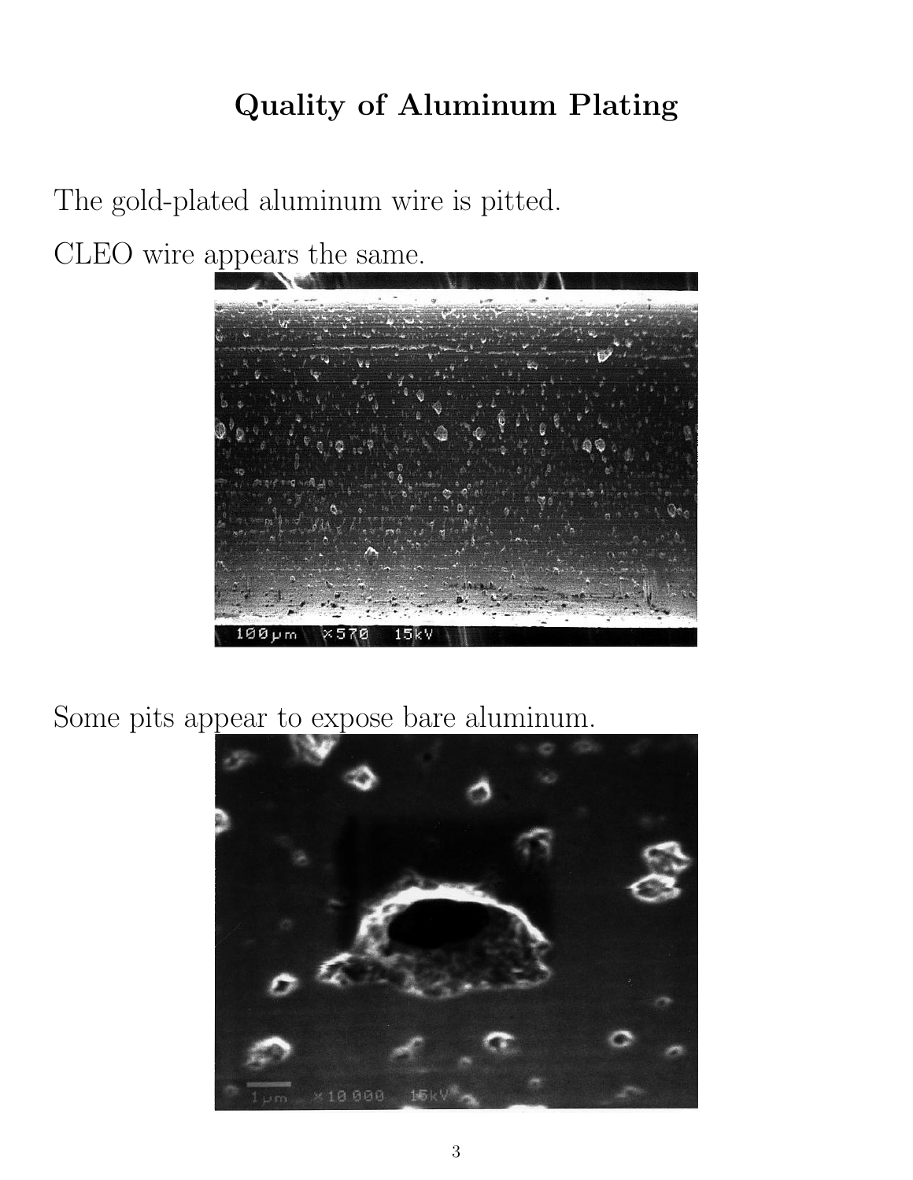# Quality of Aluminum Plating

The gold-plated aluminum wire is pitted.

CLEO wire appears the same.

Some pits appear to expose bare aluminum.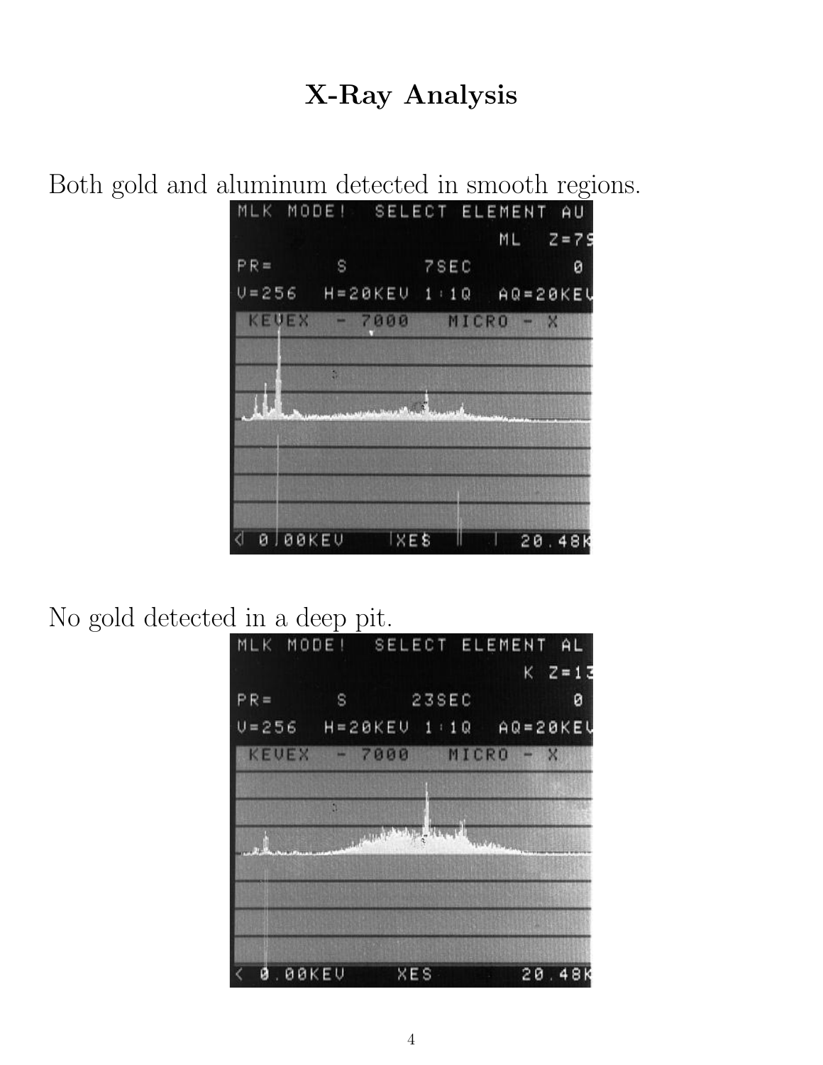# X-Ray Analysis

Both gold and aluminum detected in smooth regions.

No gold detected in a deep pit.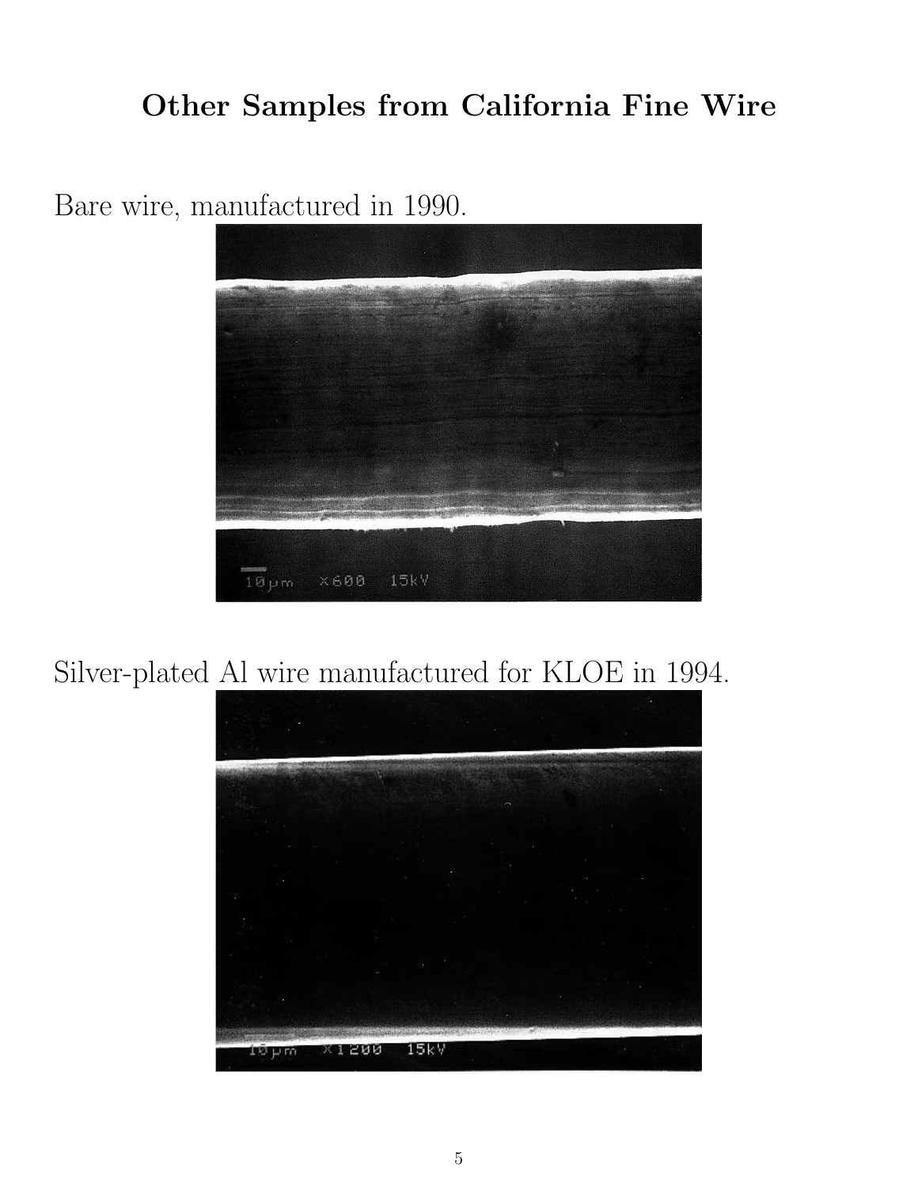# Other Samples from California Fine Wire

Bare wire, manufactured in 1990.

Silver-plated Al wire manufactured for KLOE in 1994.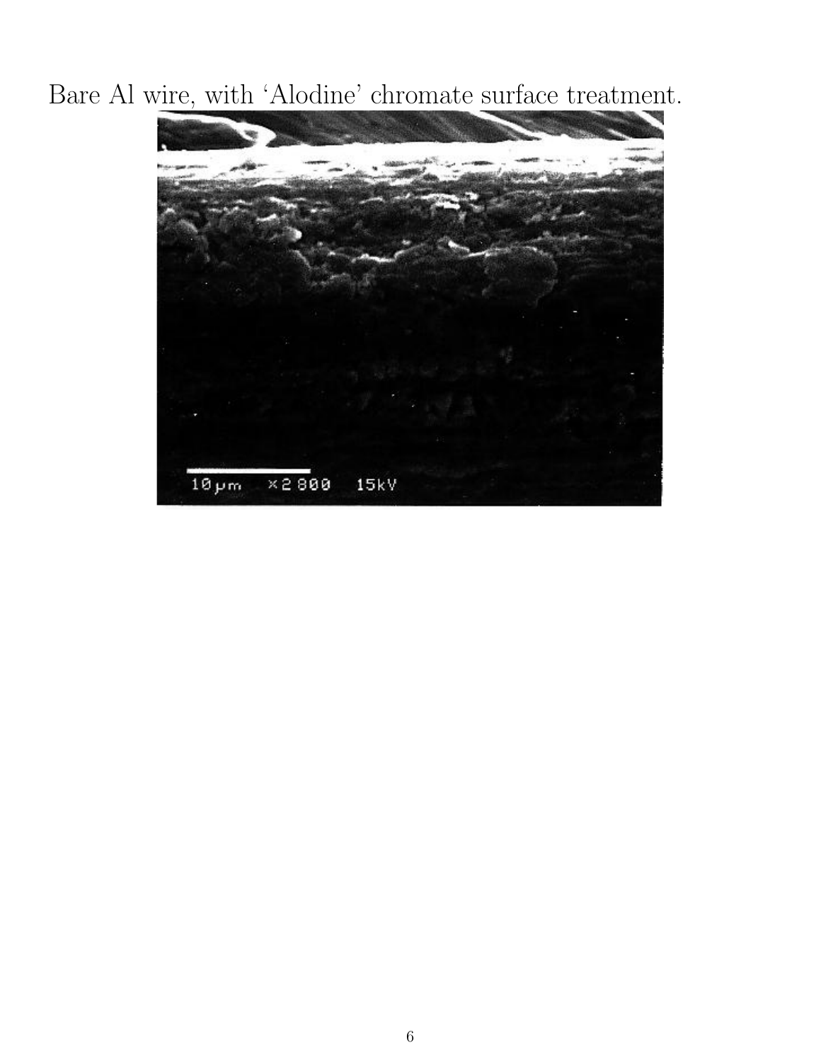Bare Al wire, with ‘Alodine’ chromate surface treatment.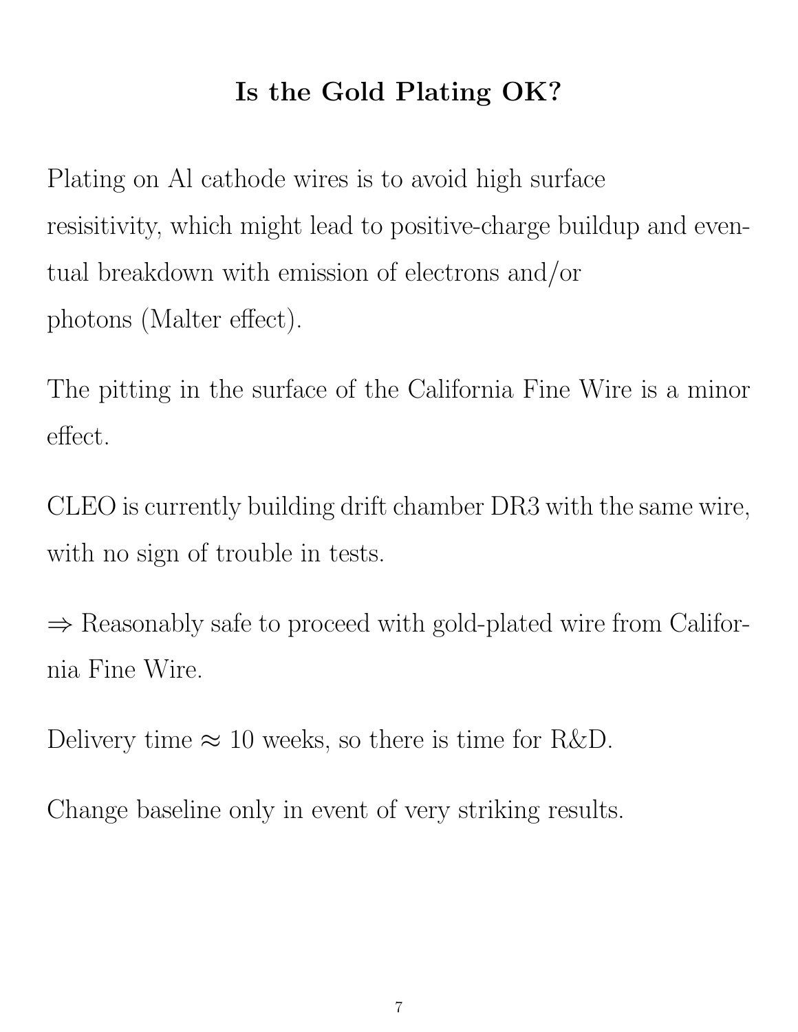# Is the Gold Plating OK?

Plating on Al cathode wires is to avoid high surface resisitivity, which might lead to positive-charge buildup and eventual breakdown with emission of electrons and/or photons (Malter effect).

The pitting in the surface of the California Fine Wire is a minor effect.

CLEO is currently building drift chamber DR3 with the same wire, with no sign of trouble in tests.

$\Rightarrow$ Reasonably safe to proceed with gold-plated wire from California Fine Wire.

Delivery time $\approx$ 10 weeks, so there is time for R&D.

Change baseline only in event of very striking results.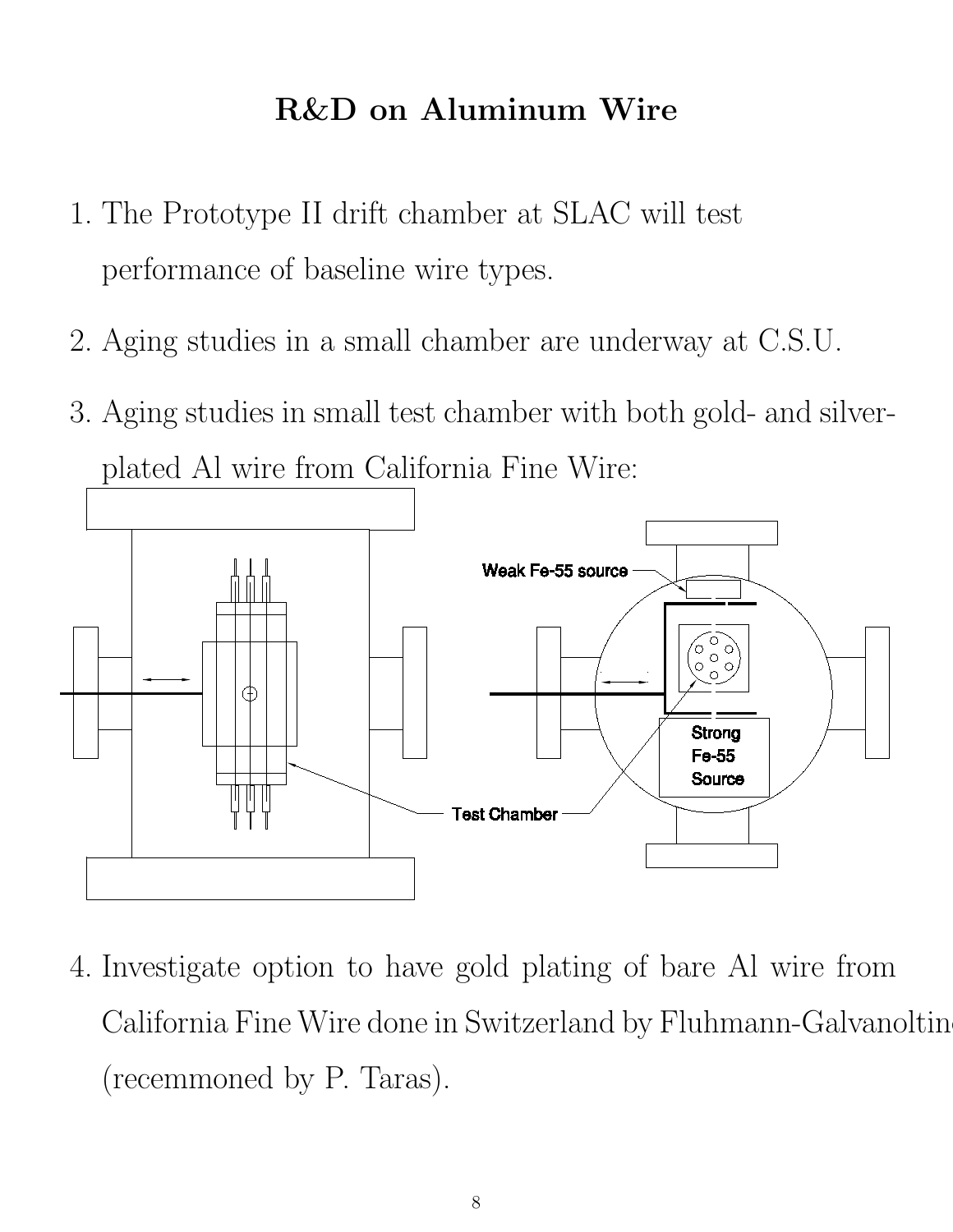# R&D on Aluminum Wire

1. The Prototype II drift chamber at SLAC will test performance of baseline wire types.
2. Aging studies in a small chamber are underway at C.S.U.
3. Aging studies in small test chamber with both gold- and silver-plated Al wire from California Fine Wire:

Weak Fe-55 source

Strong Fe-55 Source

Test Chamber

4. Investigate option to have gold plating of bare Al wire from California Fine Wire done in Switzerland by Fluhmann-Galvanolting (recemmoned by P. Taras).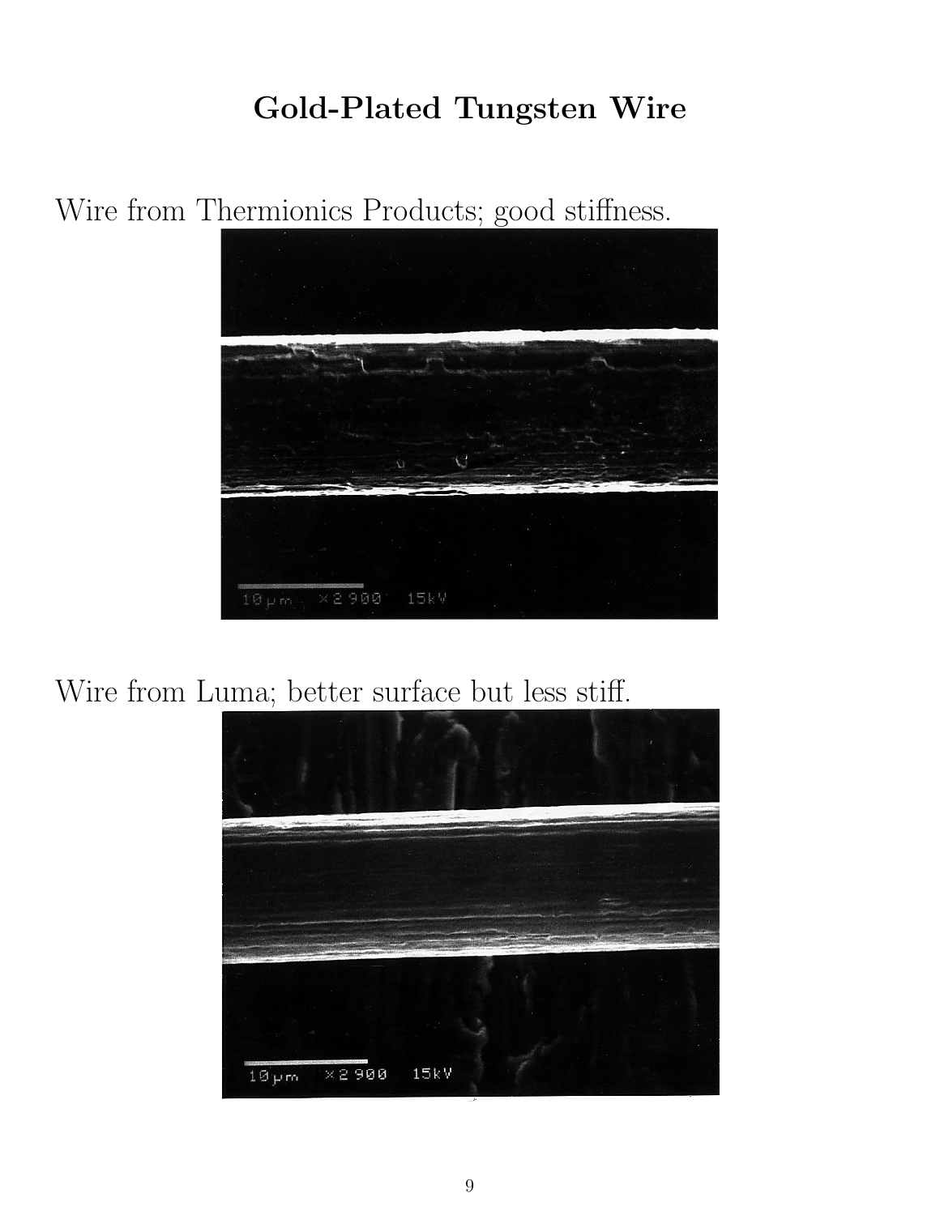# Gold-Plated Tungsten Wire

Wire from Thermionics Products; good stiffness.

Wire from Luma; better surface but less stiff.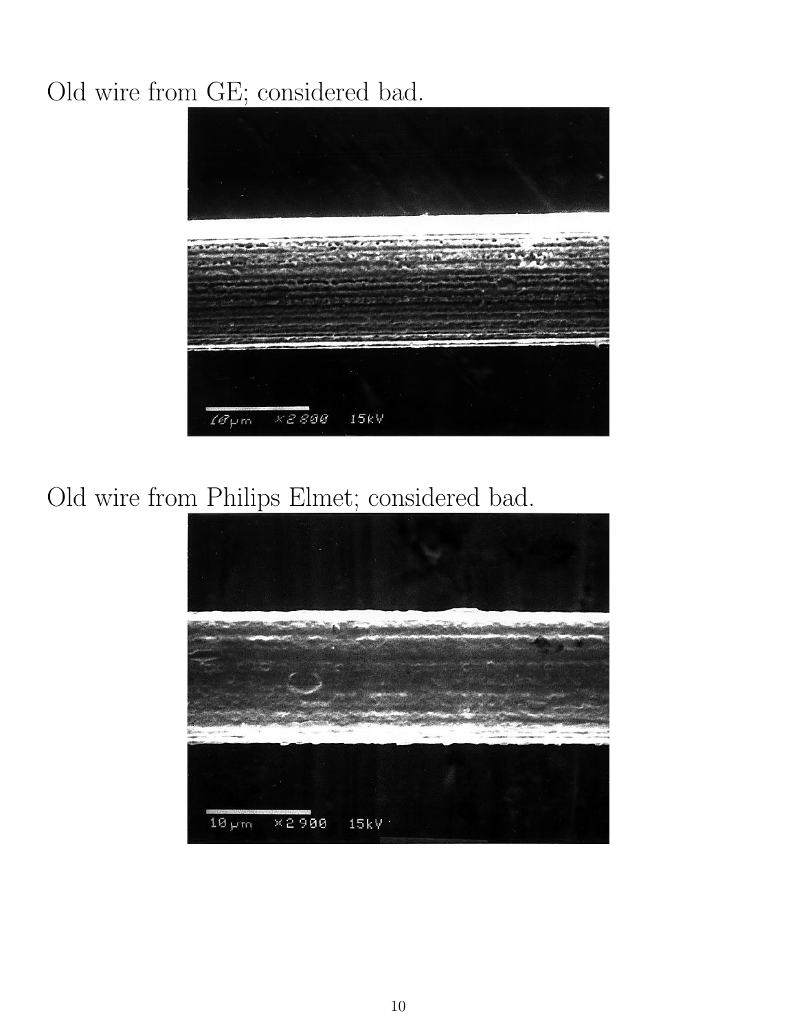Old wire from GE; considered bad.

Old wire from Philips Elmet; considered bad.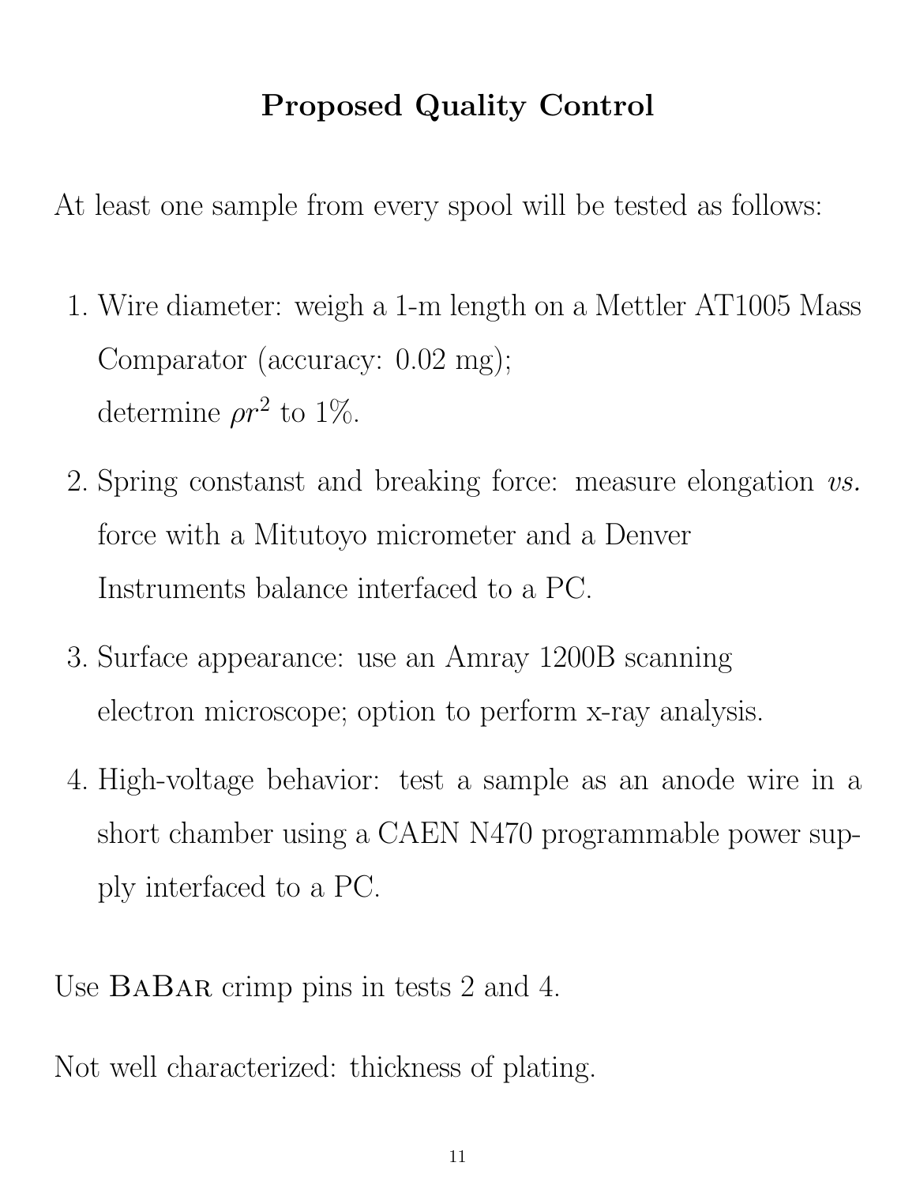# Proposed Quality Control

At least one sample from every spool will be tested as follows:

1. Wire diameter: weigh a 1-m length on a Mettler AT1005 Mass Comparator (accuracy: 0.02 mg);
   determine $\rho r^2$ to 1%.
2. Spring constanst and breaking force: measure elongation *vs.* force with a Mitutoyo micrometer and a Denver Instruments balance interfaced to a PC.
3. Surface appearance: use an Amray 1200B scanning electron microscope; option to perform x-ray analysis.
4. High-voltage behavior: test a sample as an anode wire in a short chamber using a CAEN N470 programmable power supply interfaced to a PC.

Use BaBar crimp pins in tests 2 and 4.

Not well characterized: thickness of plating.